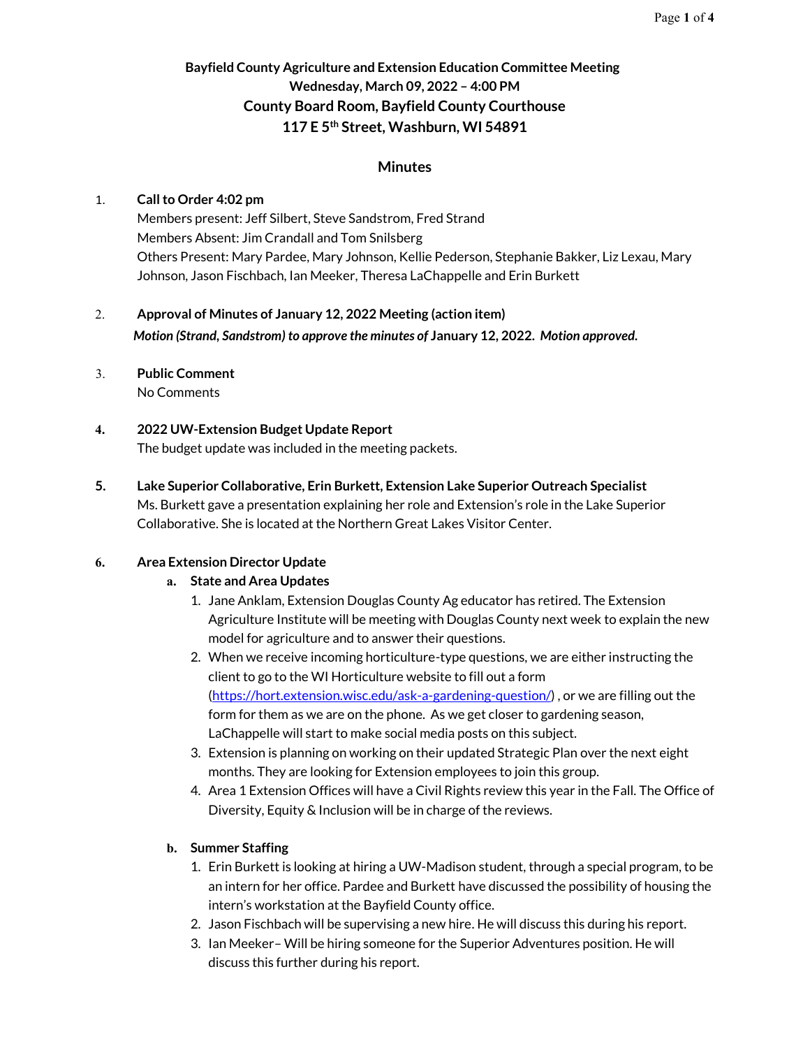**Bayfield County Agriculture and Extension Education Committee Meeting**
**Wednesday, March 09, 2022 – 4:00 PM**
**County Board Room, Bayfield County Courthouse**
**117 E 5th Street, Washburn, WI 54891**

## Minutes

1. **Call to Order 4:02 pm**
   Members present: Jeff Silbert, Steve Sandstrom, Fred Strand
   Members Absent: Jim Crandall and Tom Snilsberg
   Others Present: Mary Pardee, Mary Johnson, Kellie Pederson, Stephanie Bakker, Liz Lexau, Mary Johnson, Jason Fischbach, Ian Meeker, Theresa LaChappelle and Erin Burkett

2. **Approval of Minutes of January 12, 2022 Meeting (action item)**
   ***Motion (Strand, Sandstrom) to approve the minutes of*** **January 12, 2022.** ***Motion approved.***

3. **Public Comment**
   No Comments

4. **2022 UW-Extension Budget Update Report**
   The budget update was included in the meeting packets.

5. **Lake Superior Collaborative, Erin Burkett, Extension Lake Superior Outreach Specialist**
   Ms. Burkett gave a presentation explaining her role and Extension's role in the Lake Superior Collaborative. She is located at the Northern Great Lakes Visitor Center.

6. **Area Extension Director Update**
   a. **State and Area Updates**
      1. Jane Anklam, Extension Douglas County Ag educator has retired. The Extension Agriculture Institute will be meeting with Douglas County next week to explain the new model for agriculture and to answer their questions.
      2. When we receive incoming horticulture-type questions, we are either instructing the client to go to the WI Horticulture website to fill out a form (https://hort.extension.wisc.edu/ask-a-gardening-question/) , or we are filling out the form for them as we are on the phone. As we get closer to gardening season, LaChappelle will start to make social media posts on this subject.
      3. Extension is planning on working on their updated Strategic Plan over the next eight months. They are looking for Extension employees to join this group.
      4. Area 1 Extension Offices will have a Civil Rights review this year in the Fall. The Office of Diversity, Equity & Inclusion will be in charge of the reviews.

   b. **Summer Staffing**
      1. Erin Burkett is looking at hiring a UW-Madison student, through a special program, to be an intern for her office. Pardee and Burkett have discussed the possibility of housing the intern's workstation at the Bayfield County office.
      2. Jason Fischbach will be supervising a new hire. He will discuss this during his report.
      3. Ian Meeker– Will be hiring someone for the Superior Adventures position. He will discuss this further during his report.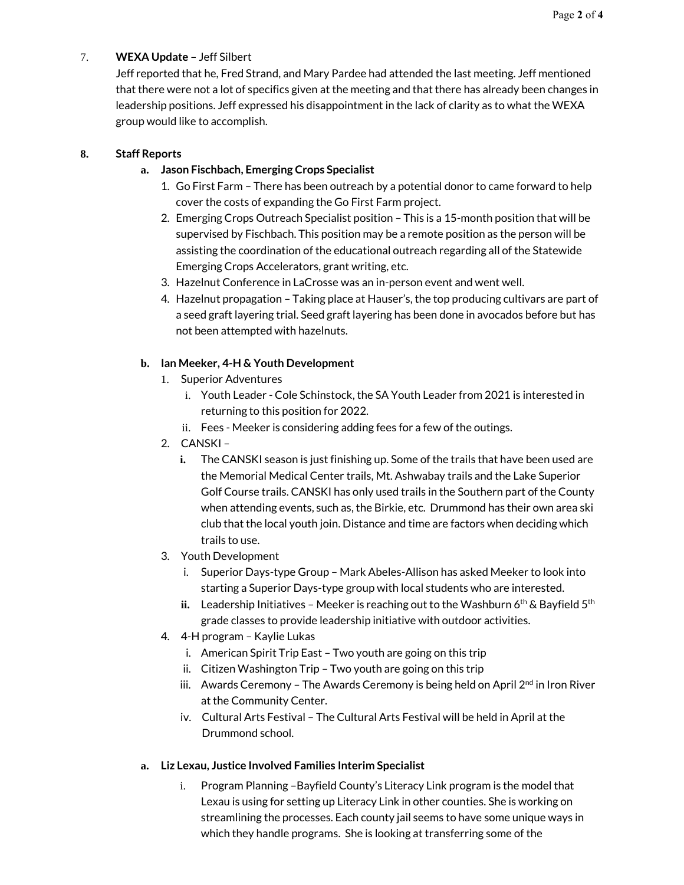7. **WEXA Update** – Jeff Silbert

Jeff reported that he, Fred Strand, and Mary Pardee had attended the last meeting. Jeff mentioned that there were not a lot of specifics given at the meeting and that there has already been changes in leadership positions. Jeff expressed his disappointment in the lack of clarity as to what the WEXA group would like to accomplish.

**8. Staff Reports**

**a. Jason Fischbach, Emerging Crops Specialist**

1. Go First Farm – There has been outreach by a potential donor to came forward to help cover the costs of expanding the Go First Farm project.
2. Emerging Crops Outreach Specialist position – This is a 15-month position that will be supervised by Fischbach. This position may be a remote position as the person will be assisting the coordination of the educational outreach regarding all of the Statewide Emerging Crops Accelerators, grant writing, etc.
3. Hazelnut Conference in LaCrosse was an in-person event and went well.
4. Hazelnut propagation – Taking place at Hauser's, the top producing cultivars are part of a seed graft layering trial. Seed graft layering has been done in avocados before but has not been attempted with hazelnuts.

**b. Ian Meeker, 4-H & Youth Development**

1. Superior Adventures
   - i. Youth Leader - Cole Schinstock, the SA Youth Leader from 2021 is interested in returning to this position for 2022.
   - ii. Fees - Meeker is considering adding fees for a few of the outings.
2. CANSKI –
   - **i.** The CANSKI season is just finishing up. Some of the trails that have been used are the Memorial Medical Center trails, Mt. Ashwabay trails and the Lake Superior Golf Course trails. CANSKI has only used trails in the Southern part of the County when attending events, such as, the Birkie, etc. Drummond has their own area ski club that the local youth join. Distance and time are factors when deciding which trails to use.
3. Youth Development
   - i. Superior Days-type Group – Mark Abeles-Allison has asked Meeker to look into starting a Superior Days-type group with local students who are interested.
   - **ii.** Leadership Initiatives – Meeker is reaching out to the Washburn 6th & Bayfield 5th grade classes to provide leadership initiative with outdoor activities.
4. 4-H program – Kaylie Lukas
   - i. American Spirit Trip East – Two youth are going on this trip
   - ii. Citizen Washington Trip – Two youth are going on this trip
   - iii. Awards Ceremony – The Awards Ceremony is being held on April 2nd in Iron River at the Community Center.
   - iv. Cultural Arts Festival – The Cultural Arts Festival will be held in April at the Drummond school.

**a. Liz Lexau, Justice Involved Families Interim Specialist**

- i. Program Planning –Bayfield County's Literacy Link program is the model that Lexau is using for setting up Literacy Link in other counties. She is working on streamlining the processes. Each county jail seems to have some unique ways in which they handle programs. She is looking at transferring some of the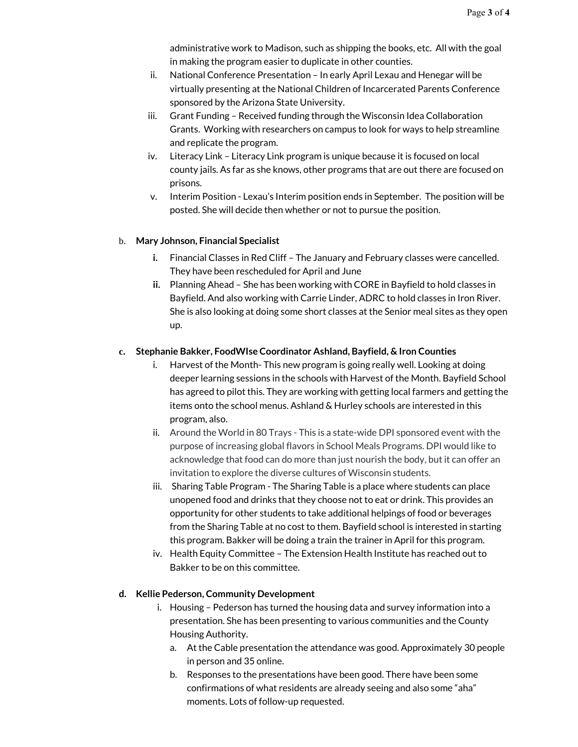administrative work to Madison, such as shipping the books, etc. All with the goal in making the program easier to duplicate in other counties.

ii. National Conference Presentation – In early April Lexau and Henegar will be virtually presenting at the National Children of Incarcerated Parents Conference sponsored by the Arizona State University.

iii. Grant Funding – Received funding through the Wisconsin Idea Collaboration Grants. Working with researchers on campus to look for ways to help streamline and replicate the program.

iv. Literacy Link – Literacy Link program is unique because it is focused on local county jails. As far as she knows, other programs that are out there are focused on prisons.

v. Interim Position - Lexau's Interim position ends in September. The position will be posted. She will decide then whether or not to pursue the position.

b. **Mary Johnson, Financial Specialist**

**i.** Financial Classes in Red Cliff – The January and February classes were cancelled. They have been rescheduled for April and June

**ii.** Planning Ahead – She has been working with CORE in Bayfield to hold classes in Bayfield. And also working with Carrie Linder, ADRC to hold classes in Iron River. She is also looking at doing some short classes at the Senior meal sites as they open up.

**c. Stephanie Bakker, FoodWIse Coordinator Ashland, Bayfield, & Iron Counties**

i. Harvest of the Month- This new program is going really well. Looking at doing deeper learning sessions in the schools with Harvest of the Month. Bayfield School has agreed to pilot this. They are working with getting local farmers and getting the items onto the school menus. Ashland & Hurley schools are interested in this program, also.

ii. Around the World in 80 Trays - This is a state-wide DPI sponsored event with the purpose of increasing global flavors in School Meals Programs. DPI would like to acknowledge that food can do more than just nourish the body, but it can offer an invitation to explore the diverse cultures of Wisconsin students.

iii. Sharing Table Program - The Sharing Table is a place where students can place unopened food and drinks that they choose not to eat or drink. This provides an opportunity for other students to take additional helpings of food or beverages from the Sharing Table at no cost to them. Bayfield school is interested in starting this program. Bakker will be doing a train the trainer in April for this program.

iv. Health Equity Committee – The Extension Health Institute has reached out to Bakker to be on this committee.

**d. Kellie Pederson, Community Development**

i. Housing – Pederson has turned the housing data and survey information into a presentation. She has been presenting to various communities and the County Housing Authority.

a. At the Cable presentation the attendance was good. Approximately 30 people in person and 35 online.

b. Responses to the presentations have been good. There have been some confirmations of what residents are already seeing and also some "aha" moments. Lots of follow-up requested.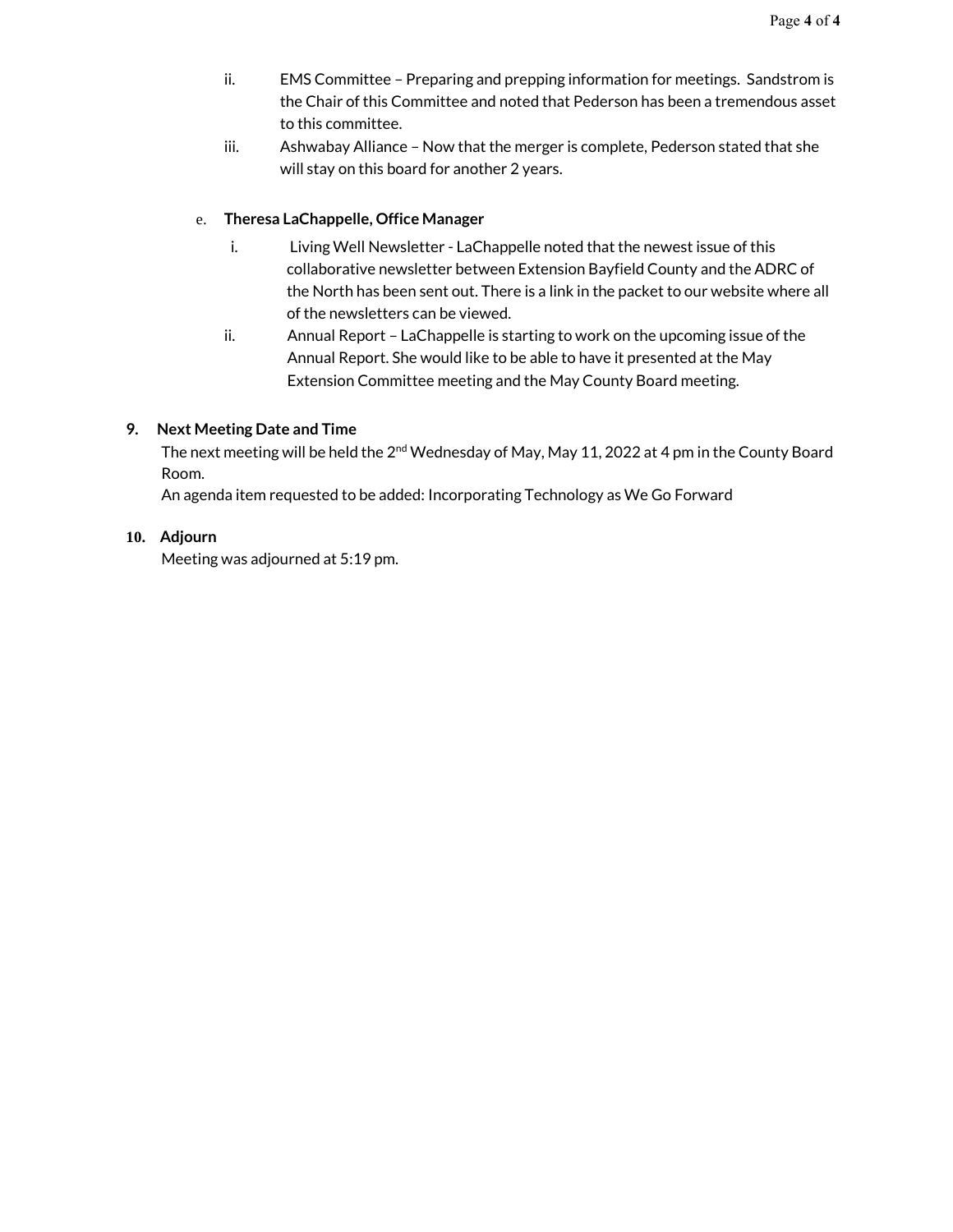ii. EMS Committee – Preparing and prepping information for meetings. Sandstrom is the Chair of this Committee and noted that Pederson has been a tremendous asset to this committee.

iii. Ashwabay Alliance – Now that the merger is complete, Pederson stated that she will stay on this board for another 2 years.

e. **Theresa LaChappelle, Office Manager**

i. Living Well Newsletter - LaChappelle noted that the newest issue of this collaborative newsletter between Extension Bayfield County and the ADRC of the North has been sent out. There is a link in the packet to our website where all of the newsletters can be viewed.

ii. Annual Report – LaChappelle is starting to work on the upcoming issue of the Annual Report. She would like to be able to have it presented at the May Extension Committee meeting and the May County Board meeting.

**9. Next Meeting Date and Time**

The next meeting will be held the 2nd Wednesday of May, May 11, 2022 at 4 pm in the County Board Room.

An agenda item requested to be added: Incorporating Technology as We Go Forward

**10. Adjourn**

Meeting was adjourned at 5:19 pm.